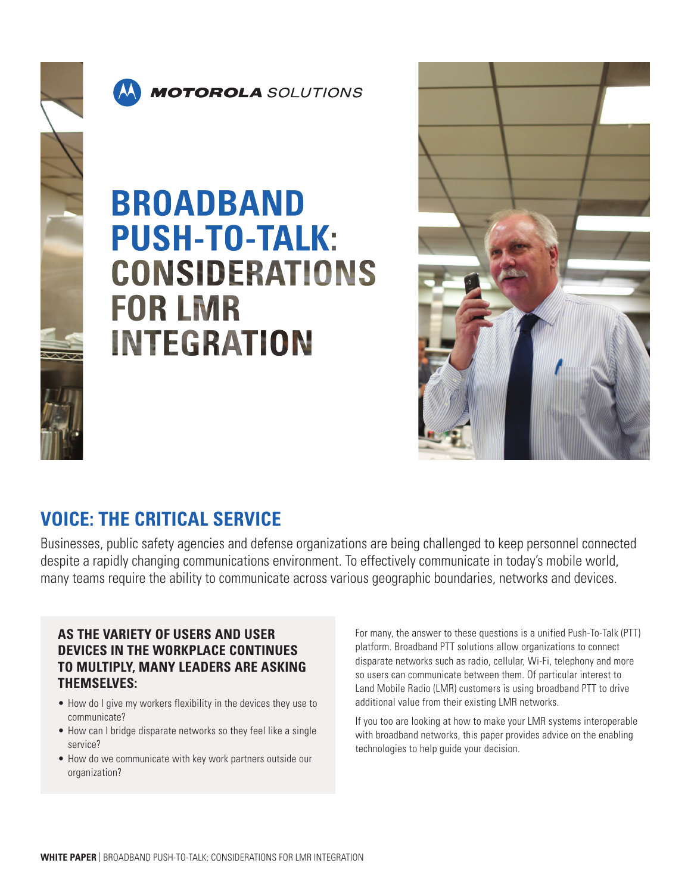# BROADBAND PUSH-TO-TALK: CONSIDERATIONS FOR LMR INTEGRATION

## VOICE: THE CRITICAL SERVICE

Businesses, public safety agencies and defense organizations are being challenged to keep personnel connected despite a rapidly changing communications environment. To effectively communicate in today's mobile world, many teams require the ability to communicate across various geographic boundaries, networks and devices.

### AS THE VARIETY OF USERS AND USER DEVICES IN THE WORKPLACE CONTINUES TO MULTIPLY, MANY LEADERS ARE ASKING THEMSELVES:

- How do I give my workers flexibility in the devices they use to communicate?
- How can I bridge disparate networks so they feel like a single service?
- How do we communicate with key work partners outside our organization?

For many, the answer to these questions is a unified Push-To-Talk (PTT) platform. Broadband PTT solutions allow organizations to connect disparate networks such as radio, cellular, Wi-Fi, telephony and more so users can communicate between them. Of particular interest to Land Mobile Radio (LMR) customers is using broadband PTT to drive additional value from their existing LMR networks.

If you too are looking at how to make your LMR systems interoperable with broadband networks, this paper provides advice on the enabling technologies to help guide your decision.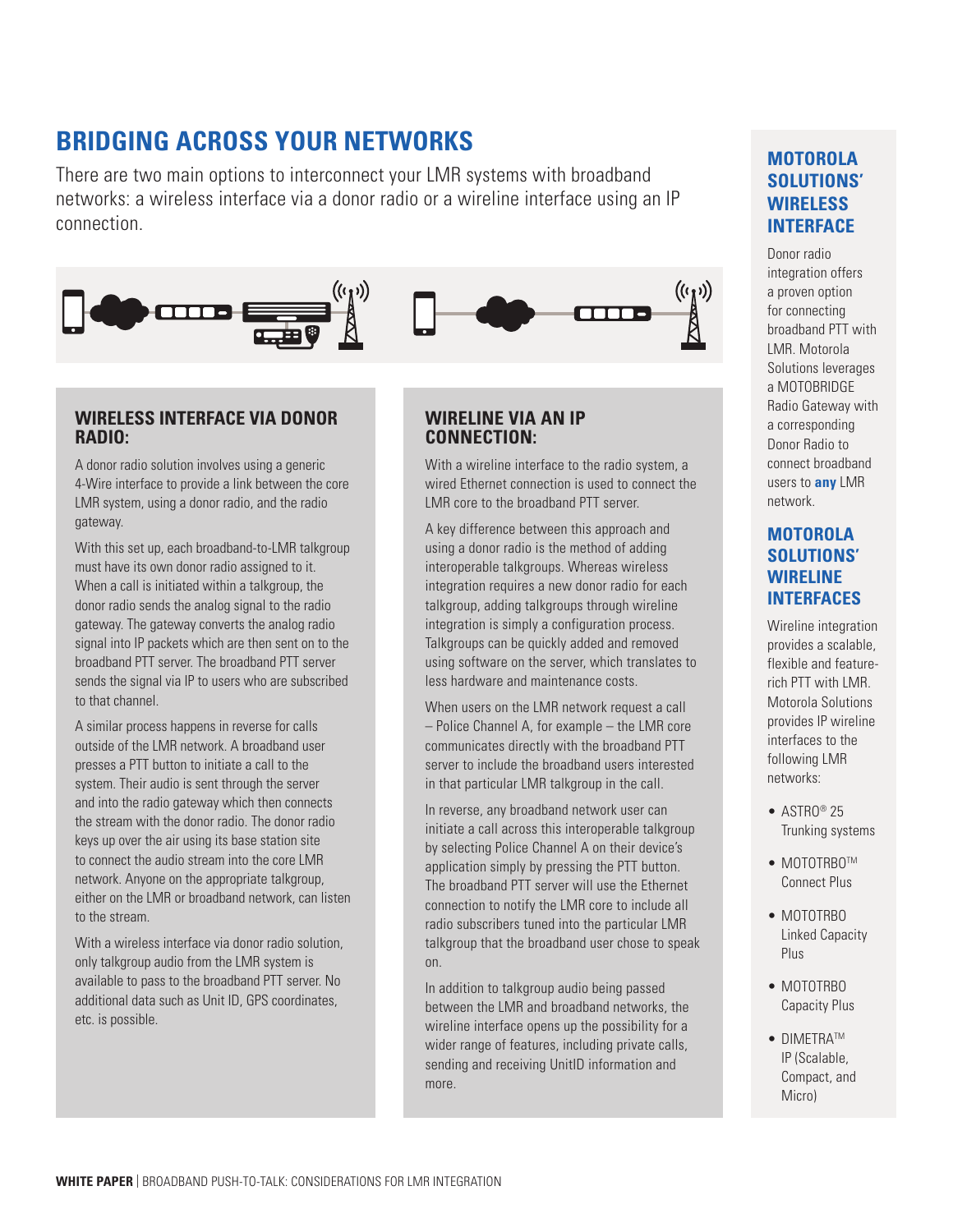# BRIDGING ACROSS YOUR NETWORKS

There are two main options to interconnect your LMR systems with broadband networks: a wireless interface via a donor radio or a wireline interface using an IP connection.

## WIRELESS INTERFACE VIA DONOR RADIO:

A donor radio solution involves using a generic 4-Wire interface to provide a link between the core LMR system, using a donor radio, and the radio gateway.

With this set up, each broadband-to-LMR talkgroup must have its own donor radio assigned to it. When a call is initiated within a talkgroup, the donor radio sends the analog signal to the radio gateway. The gateway converts the analog radio signal into IP packets which are then sent on to the broadband PTT server. The broadband PTT server sends the signal via IP to users who are subscribed to that channel.

A similar process happens in reverse for calls outside of the LMR network. A broadband user presses a PTT button to initiate a call to the system. Their audio is sent through the server and into the radio gateway which then connects the stream with the donor radio. The donor radio keys up over the air using its base station site to connect the audio stream into the core LMR network. Anyone on the appropriate talkgroup, either on the LMR or broadband network, can listen to the stream.

With a wireless interface via donor radio solution, only talkgroup audio from the LMR system is available to pass to the broadband PTT server. No additional data such as Unit ID, GPS coordinates, etc. is possible.

## WIRELINE VIA AN IP CONNECTION:

With a wireline interface to the radio system, a wired Ethernet connection is used to connect the LMR core to the broadband PTT server.

A key difference between this approach and using a donor radio is the method of adding interoperable talkgroups. Whereas wireless integration requires a new donor radio for each talkgroup, adding talkgroups through wireline integration is simply a configuration process. Talkgroups can be quickly added and removed using software on the server, which translates to less hardware and maintenance costs.

When users on the LMR network request a call – Police Channel A, for example – the LMR core communicates directly with the broadband PTT server to include the broadband users interested in that particular LMR talkgroup in the call.

In reverse, any broadband network user can initiate a call across this interoperable talkgroup by selecting Police Channel A on their device's application simply by pressing the PTT button. The broadband PTT server will use the Ethernet connection to notify the LMR core to include all radio subscribers tuned into the particular LMR talkgroup that the broadband user chose to speak on.

In addition to talkgroup audio being passed between the LMR and broadband networks, the wireline interface opens up the possibility for a wider range of features, including private calls, sending and receiving UnitID information and more.

## MOTOROLA SOLUTIONS' WIRELESS INTERFACE

Donor radio integration offers a proven option for connecting broadband PTT with LMR. Motorola Solutions leverages a MOTOBRIDGE Radio Gateway with a corresponding Donor Radio to connect broadband users to **any** LMR network.

## MOTOROLA SOLUTIONS' WIRELINE INTERFACES

Wireline integration provides a scalable, flexible and feature-rich PTT with LMR. Motorola Solutions provides IP wireline interfaces to the following LMR networks:

- ASTRO® 25 Trunking systems
- MOTOTRBO™ Connect Plus
- MOTOTRBO Linked Capacity Plus
- MOTOTRBO Capacity Plus
- DIMETRA™ IP (Scalable, Compact, and Micro)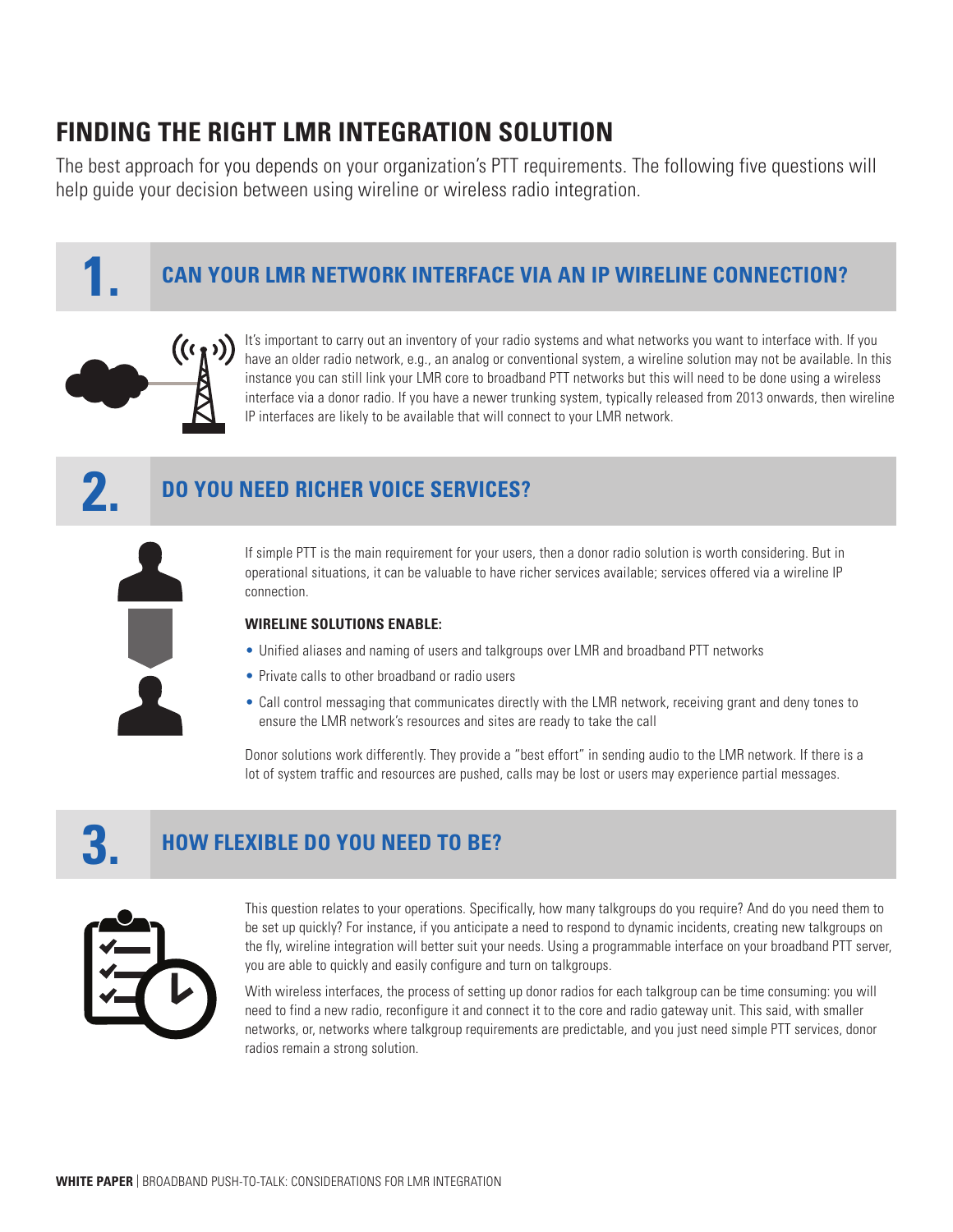# FINDING THE RIGHT LMR INTEGRATION SOLUTION

The best approach for you depends on your organization's PTT requirements. The following five questions will help guide your decision between using wireline or wireless radio integration.

## 1. CAN YOUR LMR NETWORK INTERFACE VIA AN IP WIRELINE CONNECTION?

It's important to carry out an inventory of your radio systems and what networks you want to interface with. If you have an older radio network, e.g., an analog or conventional system, a wireline solution may not be available. In this instance you can still link your LMR core to broadband PTT networks but this will need to be done using a wireless interface via a donor radio. If you have a newer trunking system, typically released from 2013 onwards, then wireline IP interfaces are likely to be available that will connect to your LMR network.

## 2. DO YOU NEED RICHER VOICE SERVICES?

If simple PTT is the main requirement for your users, then a donor radio solution is worth considering. But in operational situations, it can be valuable to have richer services available; services offered via a wireline IP connection.

**WIRELINE SOLUTIONS ENABLE:**

- Unified aliases and naming of users and talkgroups over LMR and broadband PTT networks
- Private calls to other broadband or radio users
- Call control messaging that communicates directly with the LMR network, receiving grant and deny tones to ensure the LMR network's resources and sites are ready to take the call

Donor solutions work differently. They provide a "best effort" in sending audio to the LMR network. If there is a lot of system traffic and resources are pushed, calls may be lost or users may experience partial messages.

## 3. HOW FLEXIBLE DO YOU NEED TO BE?

This question relates to your operations. Specifically, how many talkgroups do you require? And do you need them to be set up quickly? For instance, if you anticipate a need to respond to dynamic incidents, creating new talkgroups on the fly, wireline integration will better suit your needs. Using a programmable interface on your broadband PTT server, you are able to quickly and easily configure and turn on talkgroups.

With wireless interfaces, the process of setting up donor radios for each talkgroup can be time consuming: you will need to find a new radio, reconfigure it and connect it to the core and radio gateway unit. This said, with smaller networks, or, networks where talkgroup requirements are predictable, and you just need simple PTT services, donor radios remain a strong solution.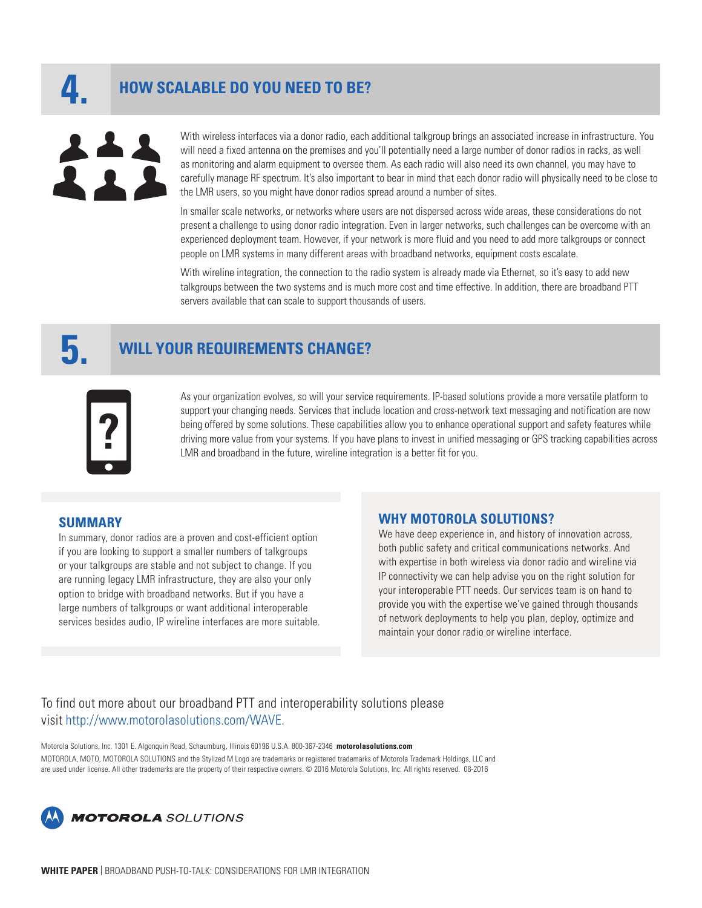## 4. HOW SCALABLE DO YOU NEED TO BE?

With wireless interfaces via a donor radio, each additional talkgroup brings an associated increase in infrastructure. You will need a fixed antenna on the premises and you'll potentially need a large number of donor radios in racks, as well as monitoring and alarm equipment to oversee them. As each radio will also need its own channel, you may have to carefully manage RF spectrum. It's also important to bear in mind that each donor radio will physically need to be close to the LMR users, so you might have donor radios spread around a number of sites.

In smaller scale networks, or networks where users are not dispersed across wide areas, these considerations do not present a challenge to using donor radio integration. Even in larger networks, such challenges can be overcome with an experienced deployment team. However, if your network is more fluid and you need to add more talkgroups or connect people on LMR systems in many different areas with broadband networks, equipment costs escalate.

With wireline integration, the connection to the radio system is already made via Ethernet, so it's easy to add new talkgroups between the two systems and is much more cost and time effective. In addition, there are broadband PTT servers available that can scale to support thousands of users.

## 5. WILL YOUR REQUIREMENTS CHANGE?

As your organization evolves, so will your service requirements. IP-based solutions provide a more versatile platform to support your changing needs. Services that include location and cross-network text messaging and notification are now being offered by some solutions. These capabilities allow you to enhance operational support and safety features while driving more value from your systems. If you have plans to invest in unified messaging or GPS tracking capabilities across LMR and broadband in the future, wireline integration is a better fit for you.

### SUMMARY

In summary, donor radios are a proven and cost-efficient option if you are looking to support a smaller numbers of talkgroups or your talkgroups are stable and not subject to change. If you are running legacy LMR infrastructure, they are also your only option to bridge with broadband networks. But if you have a large numbers of talkgroups or want additional interoperable services besides audio, IP wireline interfaces are more suitable.

### WHY MOTOROLA SOLUTIONS?

We have deep experience in, and history of innovation across, both public safety and critical communications networks. And with expertise in both wireless via donor radio and wireline via IP connectivity we can help advise you on the right solution for your interoperable PTT needs. Our services team is on hand to provide you with the expertise we've gained through thousands of network deployments to help you plan, deploy, optimize and maintain your donor radio or wireline interface.

To find out more about our broadband PTT and interoperability solutions please visit http://www.motorolasolutions.com/WAVE.

Motorola Solutions, Inc. 1301 E. Algonquin Road, Schaumburg, Illinois 60196 U.S.A. 800-367-2346 **motorolasolutions.com**

MOTOROLA, MOTO, MOTOROLA SOLUTIONS and the Stylized M Logo are trademarks or registered trademarks of Motorola Trademark Holdings, LLC and are used under license. All other trademarks are the property of their respective owners. © 2016 Motorola Solutions, Inc. All rights reserved. 08-2016

**MOTOROLA** SOLUTIONS